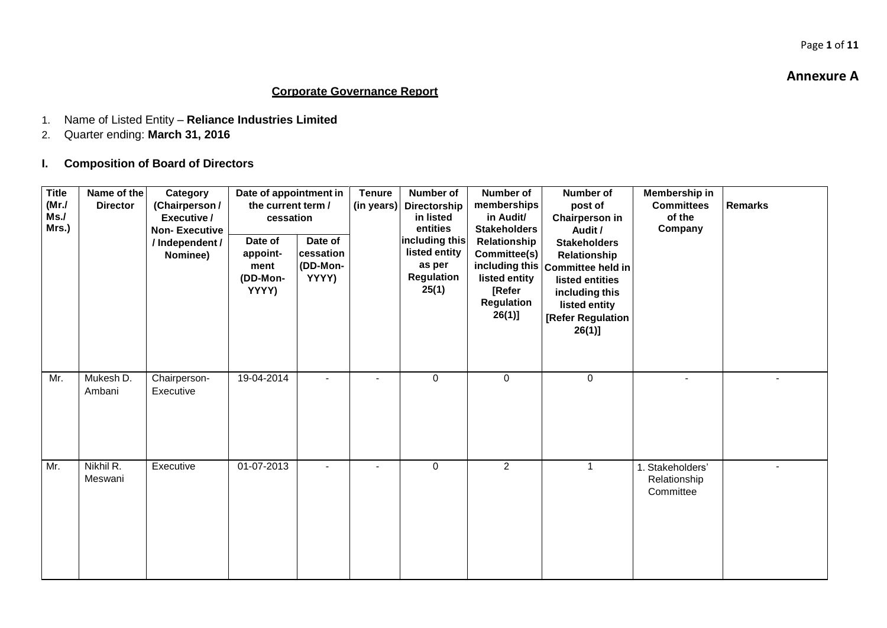**Annexure A**

## Corporate Governance Report

1. Name of Listed Entity – **Reliance Industries Limited**
2. Quarter ending: **March 31, 2016**

### I. Composition of Board of Directors

| Title (Mr./ Ms./ Mrs.) | Name of the Director | Category (Chairperson / Executive / Non- Executive / Independent / Nominee) | Date of appointment in the current term / cessation | | Tenure (in years) | Number of Directorship in listed entities including this listed entity as per Regulation 25(1) | Number of memberships in Audit/ Stakeholders Relationship Committee(s) including this listed entity [Refer Regulation 26(1)] | Number of post of Chairperson in Audit / Stakeholders Relationship Committee held in listed entities including this listed entity [Refer Regulation 26(1)] | Membership in Committees of the Company | Remarks |
|---|---|---|---|---|---|---|---|---|---|---|
| | | | Date of appoint-ment (DD-Mon-YYYY) | Date of cessation (DD-Mon-YYYY) | | | | | | |
| Mr. | Mukesh D. Ambani | Chairperson- Executive | 19-04-2014 | - | - | 0 | 0 | 0 | - | - |
| Mr. | Nikhil R. Meswani | Executive | 01-07-2013 | - | - | 0 | 2 | 1 | 1. Stakeholders' Relationship Committee | - |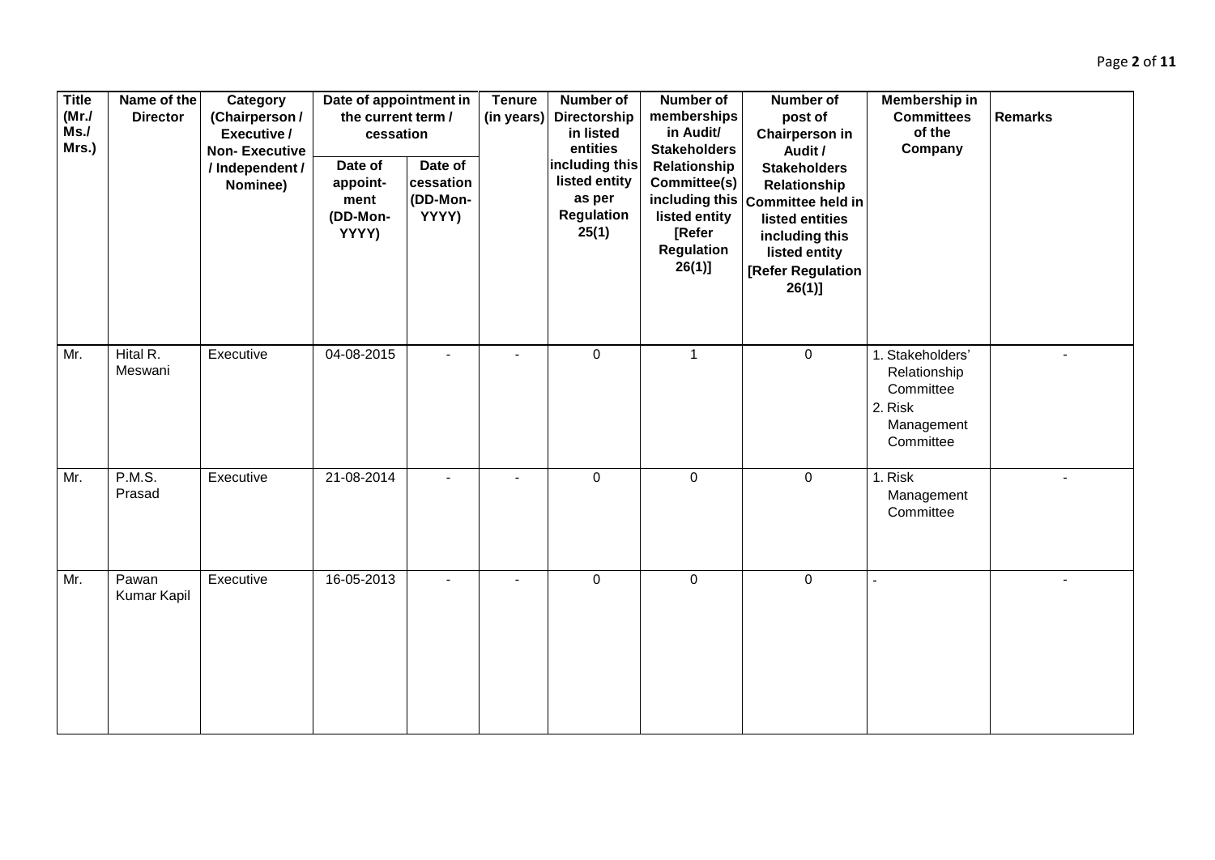| Title (Mr./ Ms./ Mrs.) | Name of the Director | Category (Chairperson / Executive / Non- Executive / Independent / Nominee) | Date of appointment in the current term / cessation | | Tenure (in years) | Number of Directorship in listed entities including this listed entity as per Regulation 25(1) | Number of memberships in Audit/ Stakeholders Relationship Committee(s) including this listed entity [Refer Regulation 26(1)] | Number of post of Chairperson in Audit / Stakeholders Relationship Committee held in listed entities including this listed entity [Refer Regulation 26(1)] | Membership in Committees of the Company | Remarks |
|---|---|---|---|---|---|---|---|---|---|---|
| | | | Date of appoint-ment (DD-Mon-YYYY) | Date of cessation (DD-Mon-YYYY) | | | | | | |
| Mr. | Hital R. Meswani | Executive | 04-08-2015 | - | - | 0 | 1 | 0 | 1. Stakeholders' Relationship Committee 2. Risk Management Committee | - |
| Mr. | P.M.S. Prasad | Executive | 21-08-2014 | - | - | 0 | 0 | 0 | 1. Risk Management Committee | - |
| Mr. | Pawan Kumar Kapil | Executive | 16-05-2013 | - | - | 0 | 0 | 0 | - | - |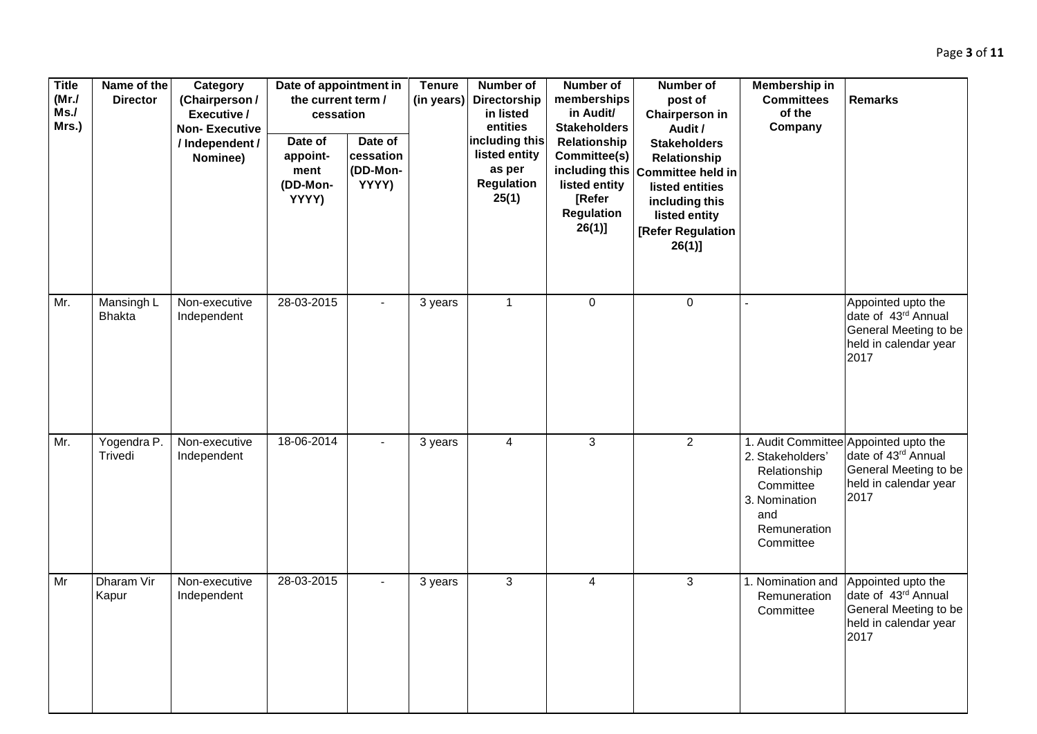| Title (Mr./ Ms./ Mrs.) | Name of the Director | Category (Chairperson / Executive / Non- Executive / Independent / Nominee) | Date of appointment in the current term / cessation | | Tenure (in years) | Number of Directorship in listed entities including this listed entity as per Regulation 25(1) | Number of memberships in Audit/ Stakeholders Relationship Committee(s) including this listed entity [Refer Regulation 26(1)] | Number of post of Chairperson in Audit / Stakeholders Relationship Committee held in listed entities including this listed entity [Refer Regulation 26(1)] | Membership in Committees of the Company | Remarks |
|---|---|---|---|---|---|---|---|---|---|---|
| | | | Date of appoint- ment (DD-Mon- YYYY) | Date of cessation (DD-Mon- YYYY) | | | | | | |
| Mr. | Mansingh L Bhakta | Non-executive Independent | 28-03-2015 | - | 3 years | 1 | 0 | 0 | - | Appointed upto the date of 43rd Annual General Meeting to be held in calendar year 2017 |
| Mr. | Yogendra P. Trivedi | Non-executive Independent | 18-06-2014 | - | 3 years | 4 | 3 | 2 | 1. Audit Committee 2. Stakeholders' Relationship Committee 3. Nomination and Remuneration Committee | Appointed upto the date of 43rd Annual General Meeting to be held in calendar year 2017 |
| Mr | Dharam Vir Kapur | Non-executive Independent | 28-03-2015 | - | 3 years | 3 | 4 | 3 | 1. Nomination and Remuneration Committee | Appointed upto the date of 43rd Annual General Meeting to be held in calendar year 2017 |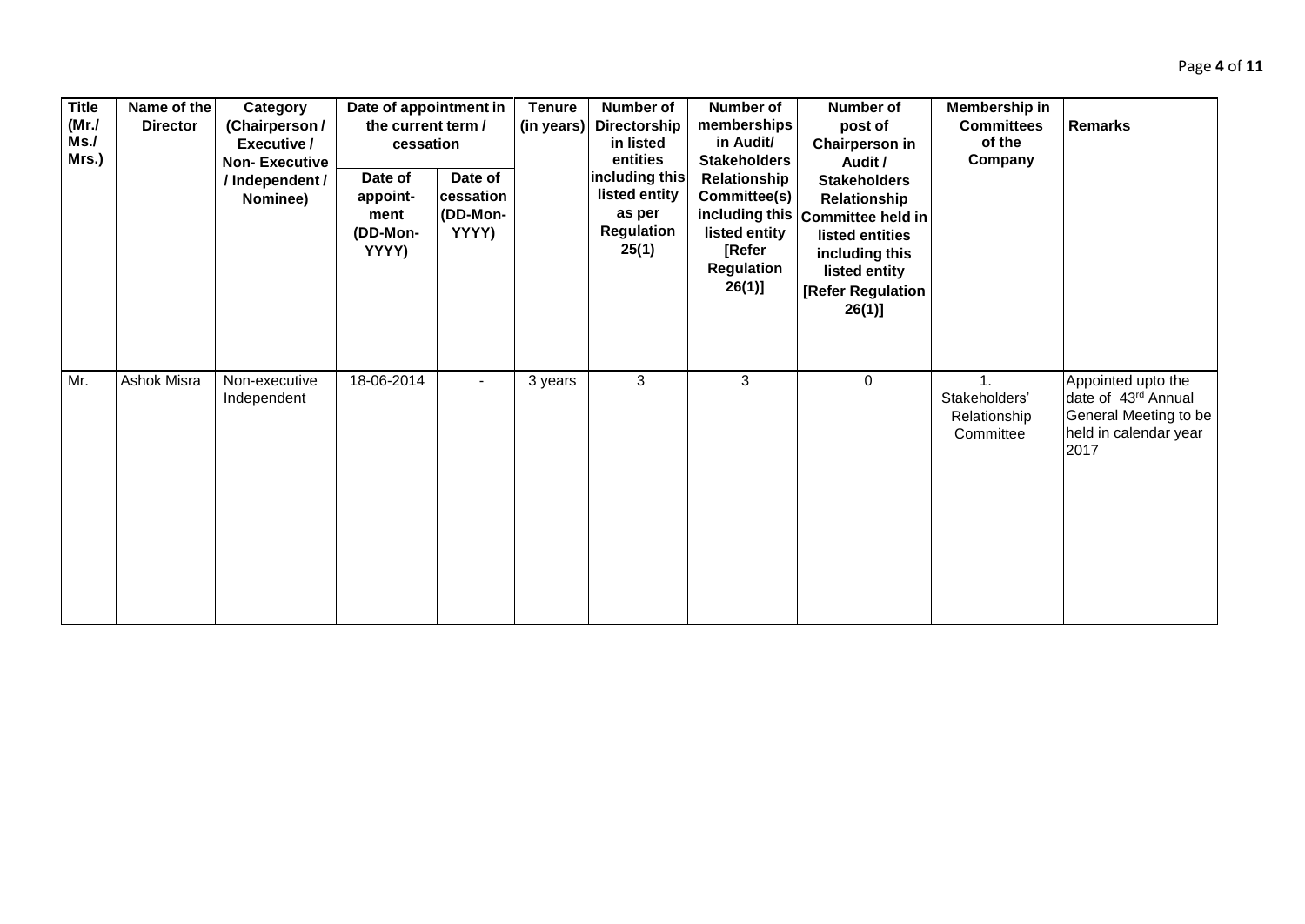| Title (Mr./ Ms./ Mrs.) | Name of the Director | Category (Chairperson / Executive / Non- Executive / Independent / Nominee) | Date of appointment in the current term / cessation | | Tenure (in years) | Number of Directorship in listed entities including this listed entity as per Regulation 25(1) | Number of memberships in Audit/ Stakeholders Relationship Committee(s) including this listed entity [Refer Regulation 26(1)] | Number of post of Chairperson in Audit / Stakeholders Relationship Committee held in listed entities including this listed entity [Refer Regulation 26(1)] | Membership in Committees of the Company | Remarks |
|---|---|---|---|---|---|---|---|---|---|---|
| | | | Date of appoint-ment (DD-Mon-YYYY) | Date of cessation (DD-Mon-YYYY) | | | | | | |
| Mr. | Ashok Misra | Non-executive Independent | 18-06-2014 | - | 3 years | 3 | 3 | 0 | 1. Stakeholders' Relationship Committee | Appointed upto the date of 43rd Annual General Meeting to be held in calendar year 2017 |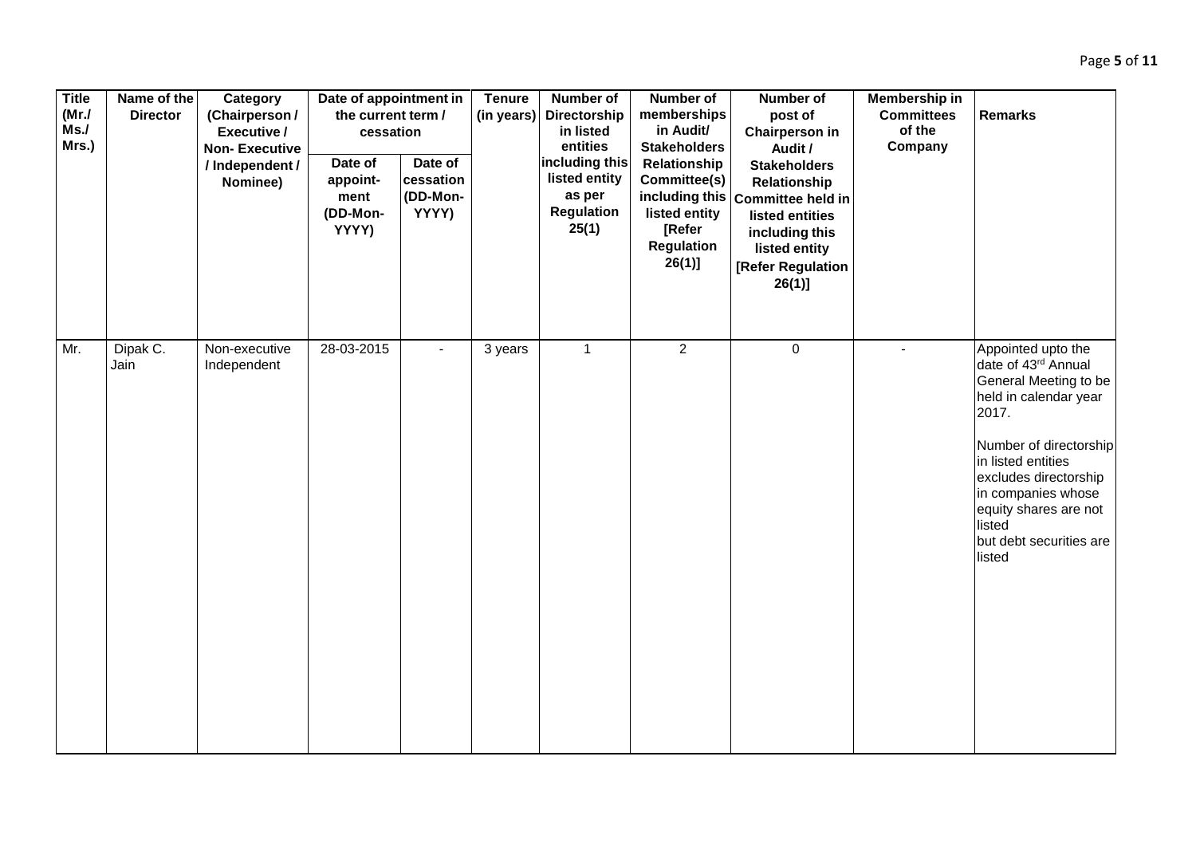| Title (Mr./ Ms./ Mrs.) | Name of the Director | Category (Chairperson / Executive / Non- Executive / Independent / Nominee) | Date of appointment in the current term / cessation | | Tenure (in years) | Number of Directorship in listed entities including this listed entity as per Regulation 25(1) | Number of memberships in Audit/ Stakeholders Relationship Committee(s) including this listed entity [Refer Regulation 26(1)] | Number of post of Chairperson in Audit / Stakeholders Relationship Committee held in listed entities including this listed entity [Refer Regulation 26(1)] | Membership in Committees of the Company | Remarks |
|---|---|---|---|---|---|---|---|---|---|---|
| | | | Date of appoint-ment (DD-Mon-YYYY) | Date of cessation (DD-Mon-YYYY) | | | | | | |
| Mr. | Dipak C. Jain | Non-executive Independent | 28-03-2015 | - | 3 years | 1 | 2 | 0 | - | Appointed upto the date of 43rd Annual General Meeting to be held in calendar year 2017. Number of directorship in listed entities excludes directorship in companies whose equity shares are not listed but debt securities are listed |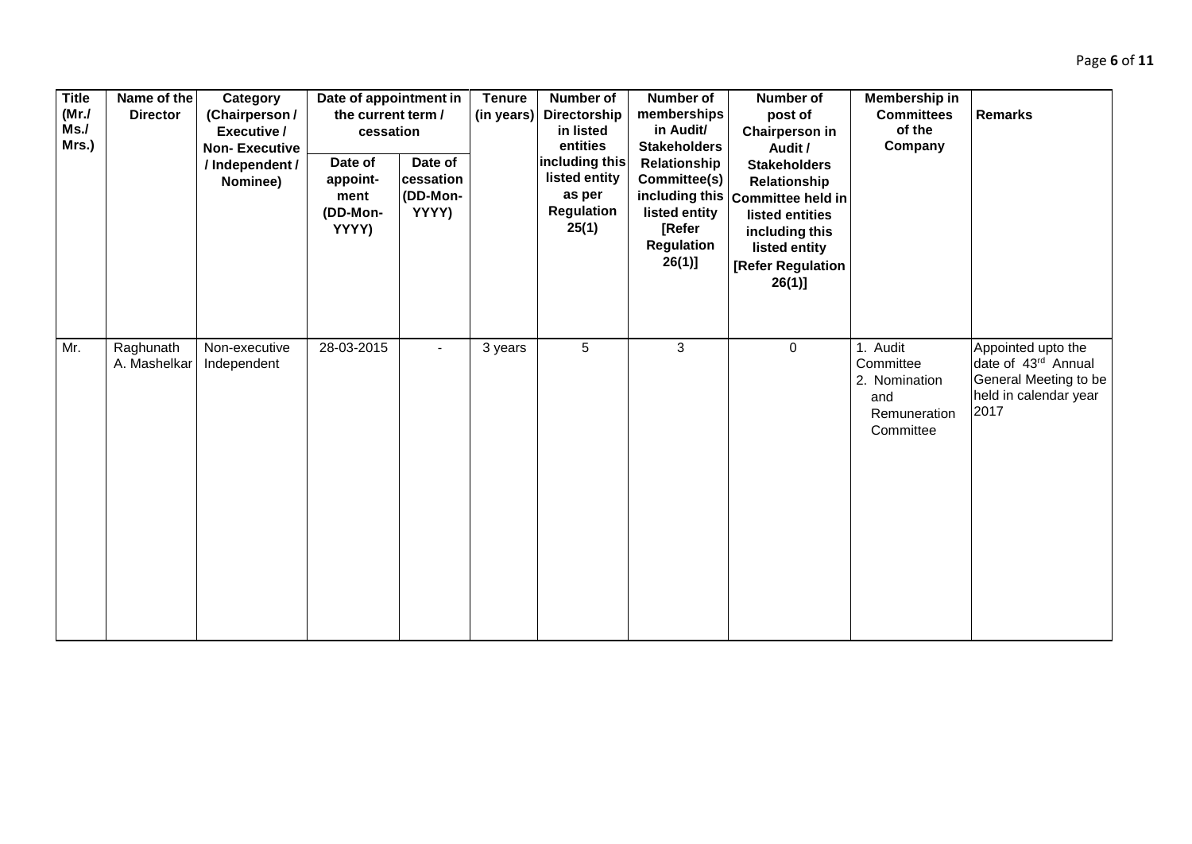| Title (Mr./ Ms./ Mrs.) | Name of the Director | Category (Chairperson / Executive / Non- Executive / Independent / Nominee) | Date of appointment in the current term / cessation | | Tenure (in years) | Number of Directorship in listed entities including this listed entity as per Regulation 25(1) | Number of memberships in Audit/ Stakeholders Relationship Committee(s) including this listed entity [Refer Regulation 26(1)] | Number of post of Chairperson in Audit / Stakeholders Relationship Committee held in listed entities including this listed entity [Refer Regulation 26(1)] | Membership in Committees of the Company | Remarks |
|---|---|---|---|---|---|---|---|---|---|---|
| | | | Date of appoint-ment (DD-Mon-YYYY) | Date of cessation (DD-Mon-YYYY) | | | | | | |
| Mr. | Raghunath A. Mashelkar | Non-executive Independent | 28-03-2015 | - | 3 years | 5 | 3 | 0 | 1. Audit Committee<br>2. Nomination and Remuneration Committee | Appointed upto the date of 43rd Annual General Meeting to be held in calendar year 2017 |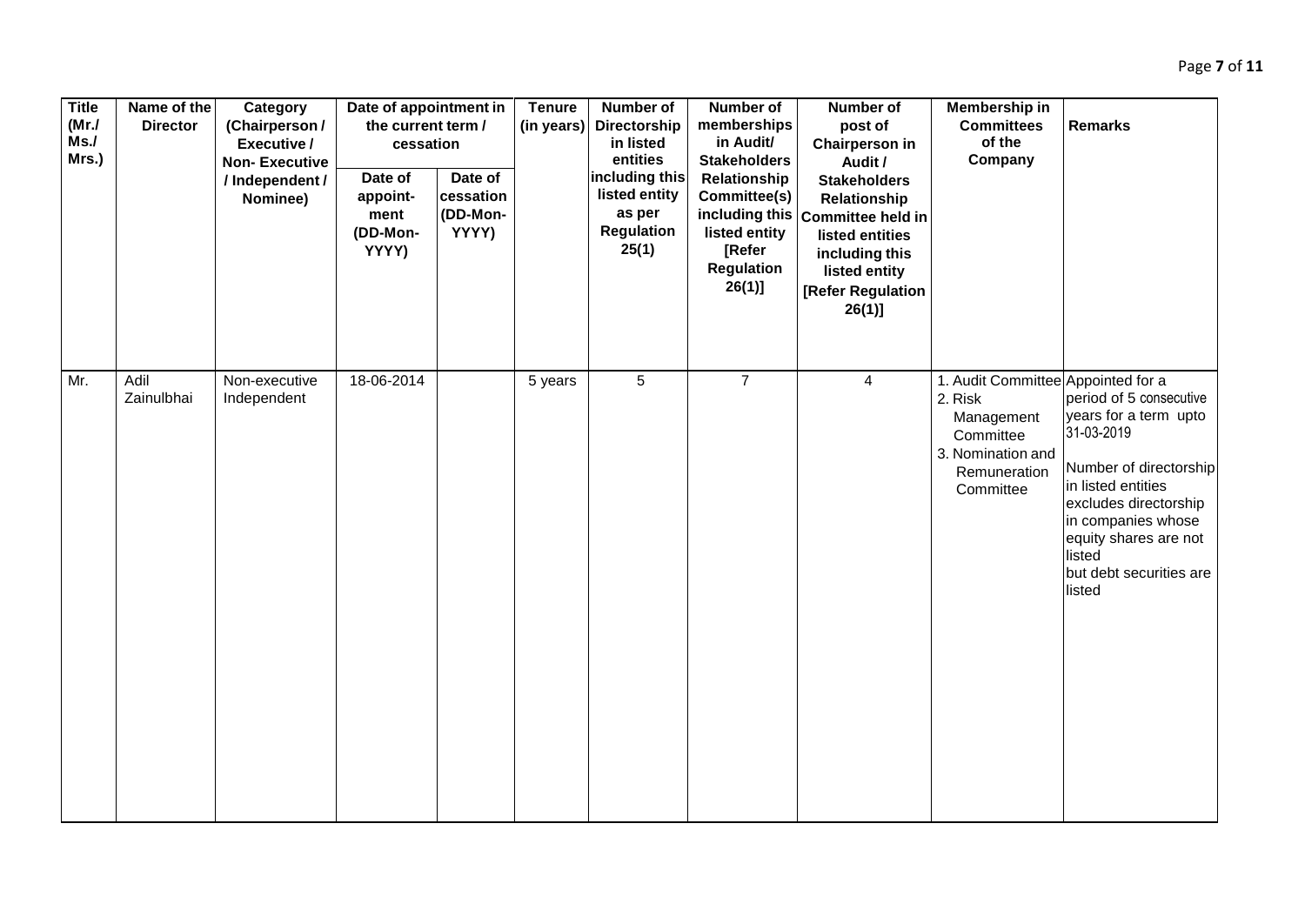| Title (Mr./ Ms./ Mrs.) | Name of the Director | Category (Chairperson / Executive / Non- Executive / Independent / Nominee) | Date of appointment in the current term / cessation | | Tenure (in years) | Number of Directorship in listed entities including this listed entity as per Regulation 25(1) | Number of memberships in Audit/ Stakeholders Relationship Committee(s) including this listed entity [Refer Regulation 26(1)] | Number of post of Chairperson in Audit / Stakeholders Relationship Committee held in listed entities including this listed entity [Refer Regulation 26(1)] | Membership in Committees of the Company | Remarks |
|---|---|---|---|---|---|---|---|---|---|---|
| | | | Date of appoint-ment (DD-Mon-YYYY) | Date of cessation (DD-Mon-YYYY) | | | | | | |
| Mr. | Adil Zainulbhai | Non-executive Independent | 18-06-2014 | | 5 years | 5 | 7 | 4 | 1. Audit Committee<br>2. Risk Management Committee<br>3. Nomination and Remuneration Committee | Appointed for a period of 5 consecutive years for a term upto 31-03-2019<br><br>Number of directorship in listed entities excludes directorship in companies whose equity shares are not listed but debt securities are listed |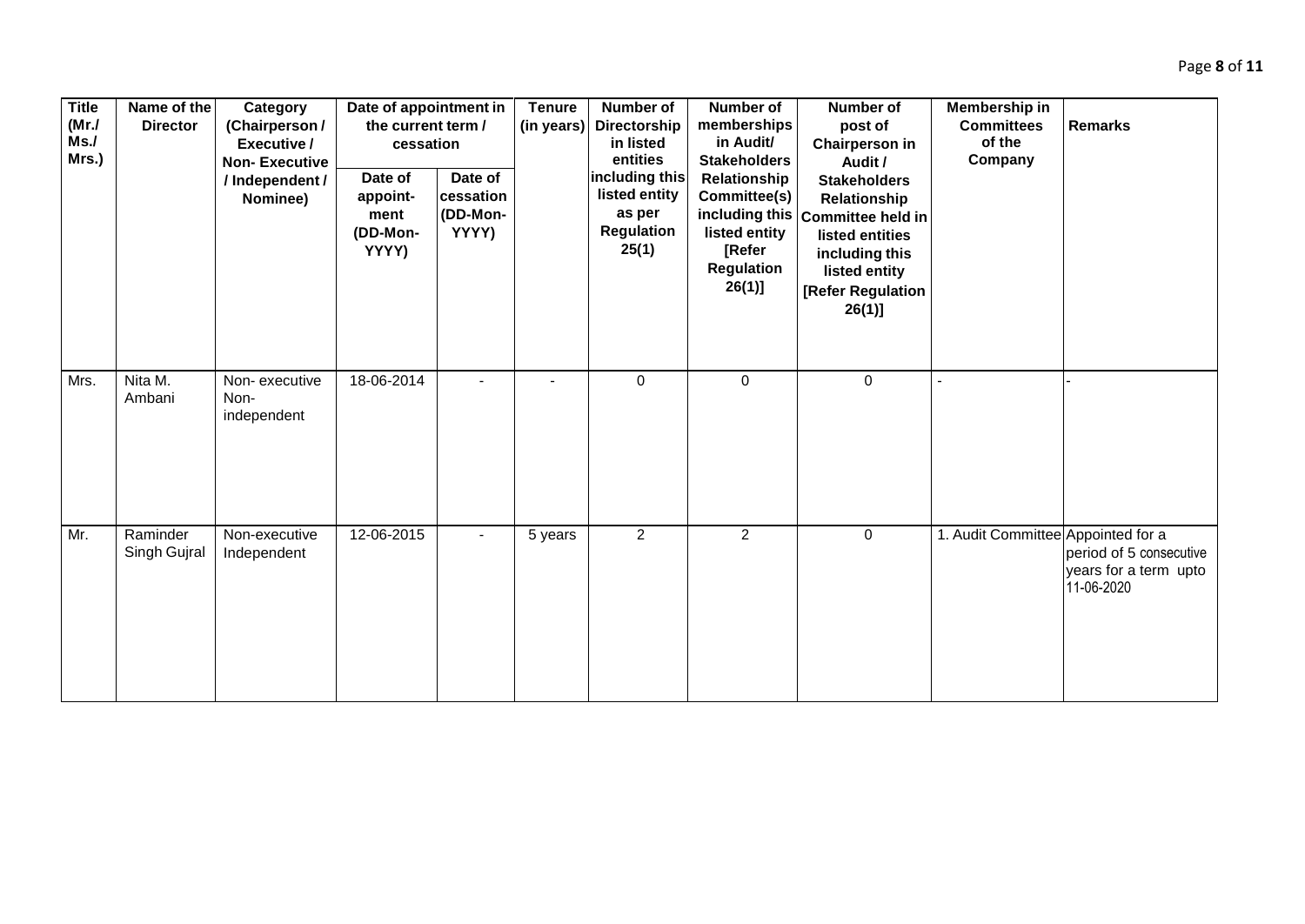| Title (Mr./ Ms./ Mrs.) | Name of the Director | Category (Chairperson / Executive / Non- Executive / Independent / Nominee) | Date of appointment in the current term / cessation | | Tenure (in years) | Number of Directorship in listed entities including this listed entity as per Regulation 25(1) | Number of memberships in Audit/ Stakeholders Relationship Committee(s) including this listed entity [Refer Regulation 26(1)] | Number of post of Chairperson in Audit / Stakeholders Relationship Committee held in listed entities including this listed entity [Refer Regulation 26(1)] | Membership in Committees of the Company | Remarks |
|---|---|---|---|---|---|---|---|---|---|---|
| | | | Date of appoint-ment (DD-Mon-YYYY) | Date of cessation (DD-Mon-YYYY) | | | | | | |
| Mrs. | Nita M. Ambani | Non- executive Non- independent | 18-06-2014 | - | - | 0 | 0 | 0 | - | - |
| Mr. | Raminder Singh Gujral | Non-executive Independent | 12-06-2015 | - | 5 years | 2 | 2 | 0 | 1. Audit Committee | Appointed for a period of 5 consecutive years for a term upto 11-06-2020 |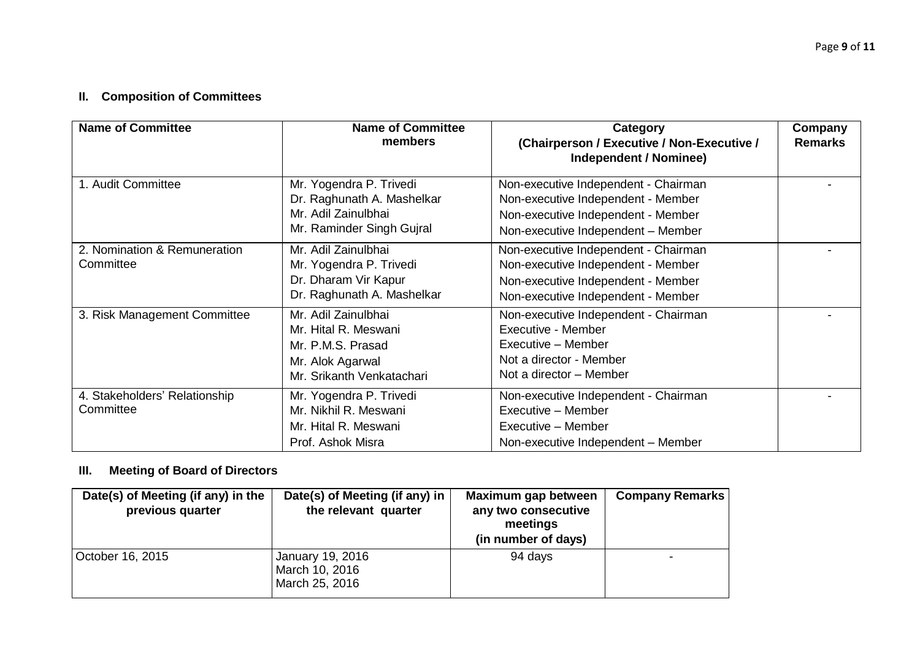## II. Composition of Committees

| Name of Committee | Name of Committee members | Category (Chairperson / Executive / Non-Executive / Independent / Nominee) | Company Remarks |
|---|---|---|---|
| 1. Audit Committee | Mr. Yogendra P. Trivedi<br>Dr. Raghunath A. Mashelkar<br>Mr. Adil Zainulbhai<br>Mr. Raminder Singh Gujral | Non-executive Independent - Chairman<br>Non-executive Independent - Member<br>Non-executive Independent - Member<br>Non-executive Independent – Member | - |
| 2. Nomination & Remuneration Committee | Mr. Adil Zainulbhai<br>Mr. Yogendra P. Trivedi<br>Dr. Dharam Vir Kapur<br>Dr. Raghunath A. Mashelkar | Non-executive Independent - Chairman<br>Non-executive Independent - Member<br>Non-executive Independent - Member<br>Non-executive Independent - Member | - |
| 3. Risk Management Committee | Mr. Adil Zainulbhai<br>Mr. Hital R. Meswani<br>Mr. P.M.S. Prasad<br>Mr. Alok Agarwal<br>Mr. Srikanth Venkatachari | Non-executive Independent - Chairman<br>Executive - Member<br>Executive – Member<br>Not a director - Member<br>Not a director – Member | - |
| 4. Stakeholders' Relationship Committee | Mr. Yogendra P. Trivedi<br>Mr. Nikhil R. Meswani<br>Mr. Hital R. Meswani<br>Prof. Ashok Misra | Non-executive Independent - Chairman<br>Executive – Member<br>Executive – Member<br>Non-executive Independent – Member | - |

## III. Meeting of Board of Directors

| Date(s) of Meeting (if any) in the previous quarter | Date(s) of Meeting (if any) in the relevant quarter | Maximum gap between any two consecutive meetings (in number of days) | Company Remarks |
|---|---|---|---|
| October 16, 2015 | January 19, 2016<br>March 10, 2016<br>March 25, 2016 | 94 days | - |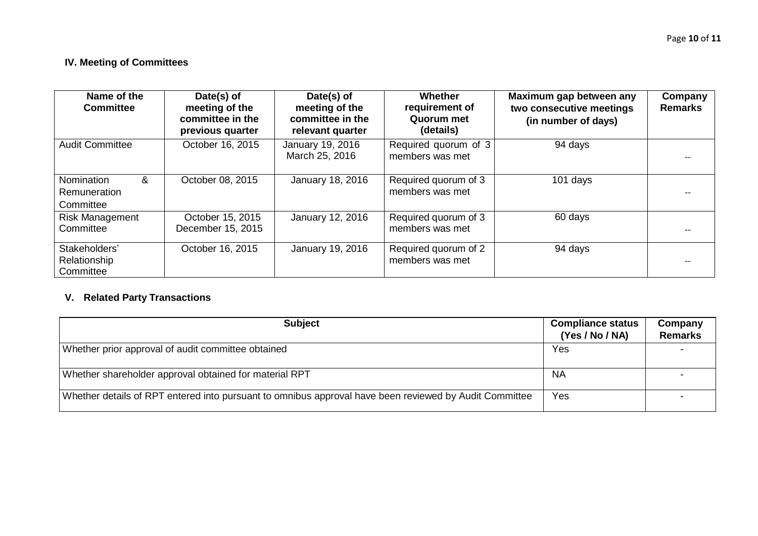### IV. Meeting of Committees

| Name of the Committee | Date(s) of meeting of the committee in the previous quarter | Date(s) of meeting of the committee in the relevant quarter | Whether requirement of Quorum met (details) | Maximum gap between any two consecutive meetings (in number of days) | Company Remarks |
|---|---|---|---|---|---|
| Audit Committee | October 16, 2015 | January 19, 2016<br>March 25, 2016 | Required quorum of 3 members was met | 94 days | -- |
| Nomination & Remuneration Committee | October 08, 2015 | January 18, 2016 | Required quorum of 3 members was met | 101 days | -- |
| Risk Management Committee | October 15, 2015<br>December 15, 2015 | January 12, 2016 | Required quorum of 3 members was met | 60 days | -- |
| Stakeholders' Relationship Committee | October 16, 2015 | January 19, 2016 | Required quorum of 2 members was met | 94 days | -- |

### V. Related Party Transactions

| Subject | Compliance status (Yes / No / NA) | Company Remarks |
|---|---|---|
| Whether prior approval of audit committee obtained | Yes | - |
| Whether shareholder approval obtained for material RPT | NA | - |
| Whether details of RPT entered into pursuant to omnibus approval have been reviewed by Audit Committee | Yes | - |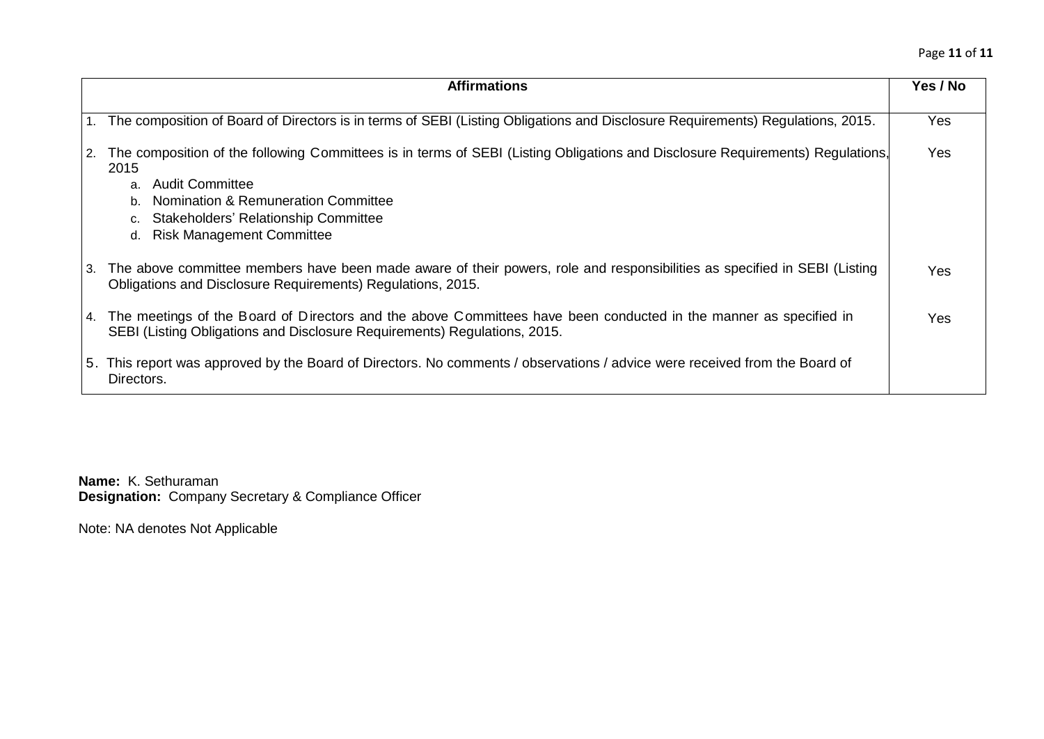| Affirmations | Yes / No |
|---|---|
| 1. The composition of Board of Directors is in terms of SEBI (Listing Obligations and Disclosure Requirements) Regulations, 2015. | Yes |
| 2. The composition of the following Committees is in terms of SEBI (Listing Obligations and Disclosure Requirements) Regulations, 2015<br>a. Audit Committee<br>b. Nomination & Remuneration Committee<br>c. Stakeholders' Relationship Committee<br>d. Risk Management Committee | Yes |
| 3. The above committee members have been made aware of their powers, role and responsibilities as specified in SEBI (Listing Obligations and Disclosure Requirements) Regulations, 2015. | Yes |
| 4. The meetings of the Board of Directors and the above Committees have been conducted in the manner as specified in SEBI (Listing Obligations and Disclosure Requirements) Regulations, 2015. | Yes |
| 5. This report was approved by the Board of Directors. No comments / observations / advice were received from the Board of Directors. | |

**Name:** K. Sethuraman
**Designation:** Company Secretary & Compliance Officer

Note: NA denotes Not Applicable